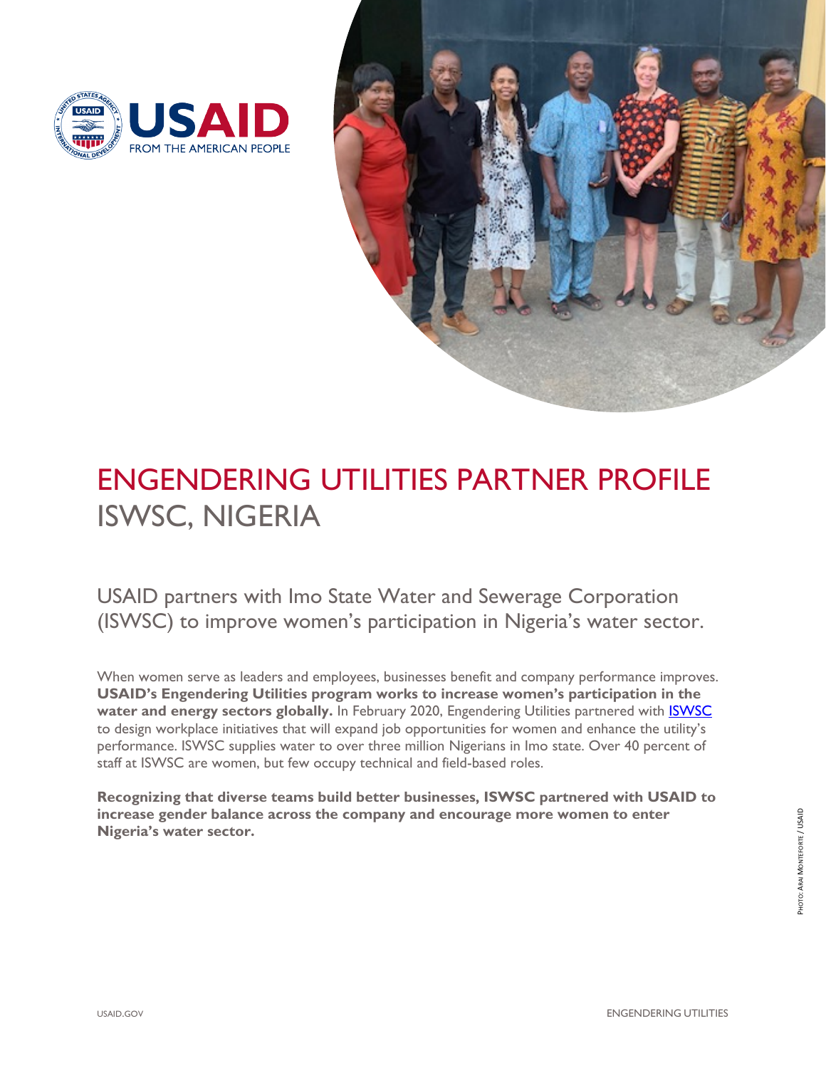# ENGENDERING UTILITIES PARTNER PROFILE
## ISWSC, NIGERIA

USAID partners with Imo State Water and Sewerage Corporation (ISWSC) to improve women's participation in Nigeria's water sector.

When women serve as leaders and employees, businesses benefit and company performance improves. **USAID's Engendering Utilities program works to increase women's participation in the water and energy sectors globally.** In February 2020, Engendering Utilities partnered with ISWSC to design workplace initiatives that will expand job opportunities for women and enhance the utility's performance. ISWSC supplies water to over three million Nigerians in Imo state. Over 40 percent of staff at ISWSC are women, but few occupy technical and field-based roles.

**Recognizing that diverse teams build better businesses, ISWSC partnered with USAID to increase gender balance across the company and encourage more women to enter Nigeria's water sector.**

Photo: Arai Monteforte / USAID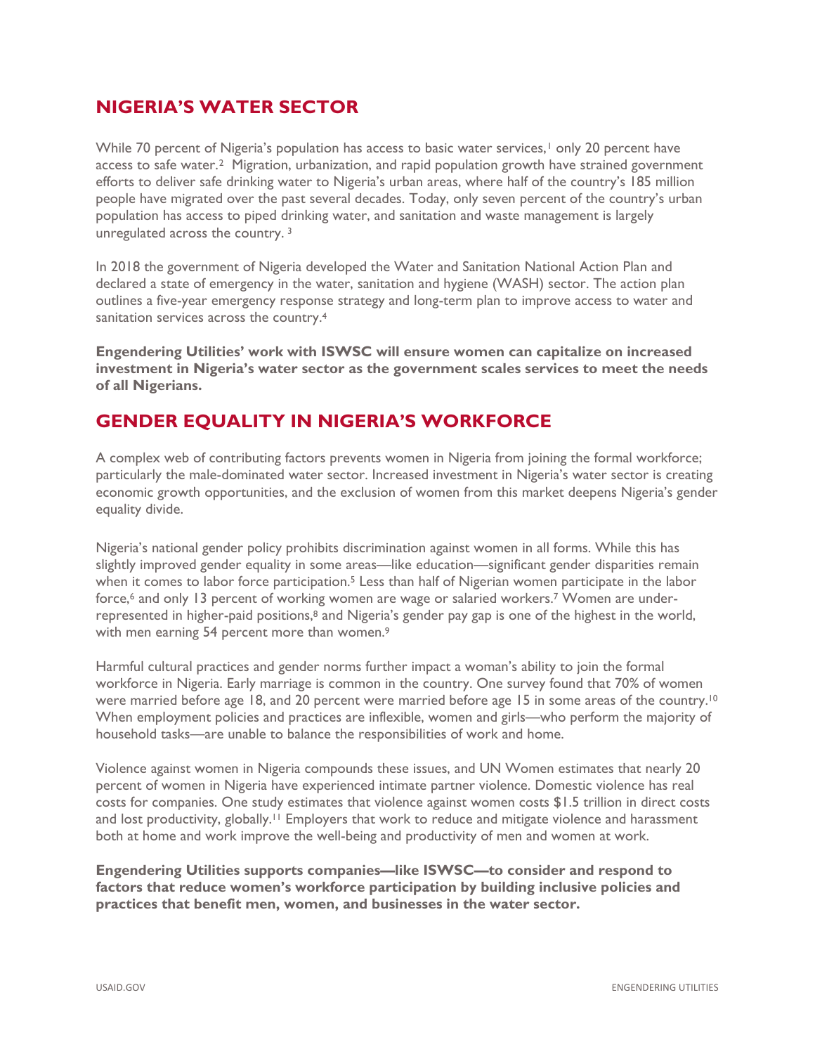## NIGERIA'S WATER SECTOR

While 70 percent of Nigeria's population has access to basic water services,[1] only 20 percent have access to safe water.[2] Migration, urbanization, and rapid population growth have strained government efforts to deliver safe drinking water to Nigeria's urban areas, where half of the country's 185 million people have migrated over the past several decades. Today, only seven percent of the country's urban population has access to piped drinking water, and sanitation and waste management is largely unregulated across the country. [3]

In 2018 the government of Nigeria developed the Water and Sanitation National Action Plan and declared a state of emergency in the water, sanitation and hygiene (WASH) sector. The action plan outlines a five-year emergency response strategy and long-term plan to improve access to water and sanitation services across the country.[4]

**Engendering Utilities' work with ISWSC will ensure women can capitalize on increased investment in Nigeria's water sector as the government scales services to meet the needs of all Nigerians.**

## GENDER EQUALITY IN NIGERIA'S WORKFORCE

A complex web of contributing factors prevents women in Nigeria from joining the formal workforce; particularly the male-dominated water sector. Increased investment in Nigeria's water sector is creating economic growth opportunities, and the exclusion of women from this market deepens Nigeria's gender equality divide.

Nigeria's national gender policy prohibits discrimination against women in all forms. While this has slightly improved gender equality in some areas—like education—significant gender disparities remain when it comes to labor force participation.[5] Less than half of Nigerian women participate in the labor force,[6] and only 13 percent of working women are wage or salaried workers.[7] Women are under-represented in higher-paid positions,[8] and Nigeria's gender pay gap is one of the highest in the world, with men earning 54 percent more than women.[9]

Harmful cultural practices and gender norms further impact a woman's ability to join the formal workforce in Nigeria. Early marriage is common in the country. One survey found that 70% of women were married before age 18, and 20 percent were married before age 15 in some areas of the country.[10] When employment policies and practices are inflexible, women and girls—who perform the majority of household tasks—are unable to balance the responsibilities of work and home.

Violence against women in Nigeria compounds these issues, and UN Women estimates that nearly 20 percent of women in Nigeria have experienced intimate partner violence. Domestic violence has real costs for companies. One study estimates that violence against women costs $1.5 trillion in direct costs and lost productivity, globally.[11] Employers that work to reduce and mitigate violence and harassment both at home and work improve the well-being and productivity of men and women at work.

**Engendering Utilities supports companies—like ISWSC—to consider and respond to factors that reduce women's workforce participation by building inclusive policies and practices that benefit men, women, and businesses in the water sector.**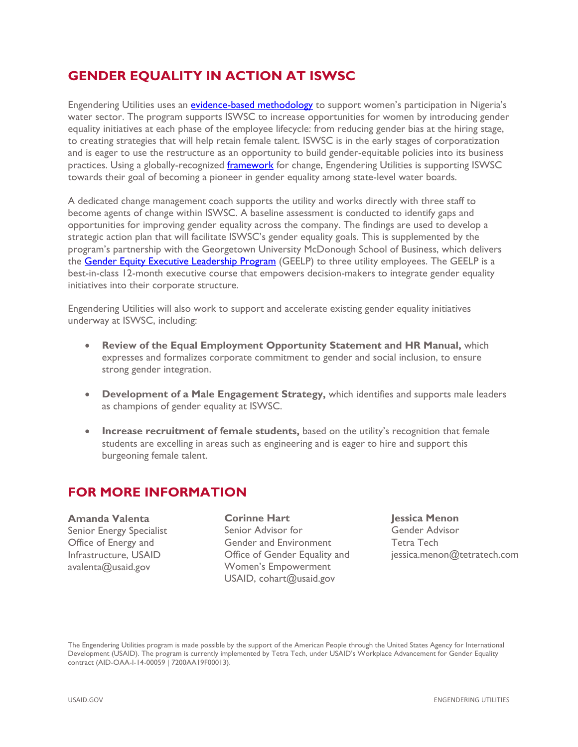## GENDER EQUALITY IN ACTION AT ISWSC

Engendering Utilities uses an evidence-based methodology to support women's participation in Nigeria's water sector. The program supports ISWSC to increase opportunities for women by introducing gender equality initiatives at each phase of the employee lifecycle: from reducing gender bias at the hiring stage, to creating strategies that will help retain female talent. ISWSC is in the early stages of corporatization and is eager to use the restructure as an opportunity to build gender-equitable policies into its business practices. Using a globally-recognized framework for change, Engendering Utilities is supporting ISWSC towards their goal of becoming a pioneer in gender equality among state-level water boards.

A dedicated change management coach supports the utility and works directly with three staff to become agents of change within ISWSC. A baseline assessment is conducted to identify gaps and opportunities for improving gender equality across the company. The findings are used to develop a strategic action plan that will facilitate ISWSC's gender equality goals. This is supplemented by the program's partnership with the Georgetown University McDonough School of Business, which delivers the Gender Equity Executive Leadership Program (GEELP) to three utility employees. The GEELP is a best-in-class 12-month executive course that empowers decision-makers to integrate gender equality initiatives into their corporate structure.

Engendering Utilities will also work to support and accelerate existing gender equality initiatives underway at ISWSC, including:

- **Review of the Equal Employment Opportunity Statement and HR Manual,** which expresses and formalizes corporate commitment to gender and social inclusion, to ensure strong gender integration.
- **Development of a Male Engagement Strategy,** which identifies and supports male leaders as champions of gender equality at ISWSC.
- **Increase recruitment of female students,** based on the utility's recognition that female students are excelling in areas such as engineering and is eager to hire and support this burgeoning female talent.

## FOR MORE INFORMATION

**Amanda Valenta**
Senior Energy Specialist
Office of Energy and Infrastructure, USAID
avalenta@usaid.gov

**Corinne Hart**
Senior Advisor for Gender and Environment
Office of Gender Equality and Women's Empowerment
USAID, cohart@usaid.gov

**Jessica Menon**
Gender Advisor
Tetra Tech
jessica.menon@tetratech.com

The Engendering Utilities program is made possible by the support of the American People through the United States Agency for International Development (USAID). The program is currently implemented by Tetra Tech, under USAID's Workplace Advancement for Gender Equality contract (AID-OAA-I-14-00059 | 7200AA19F00013).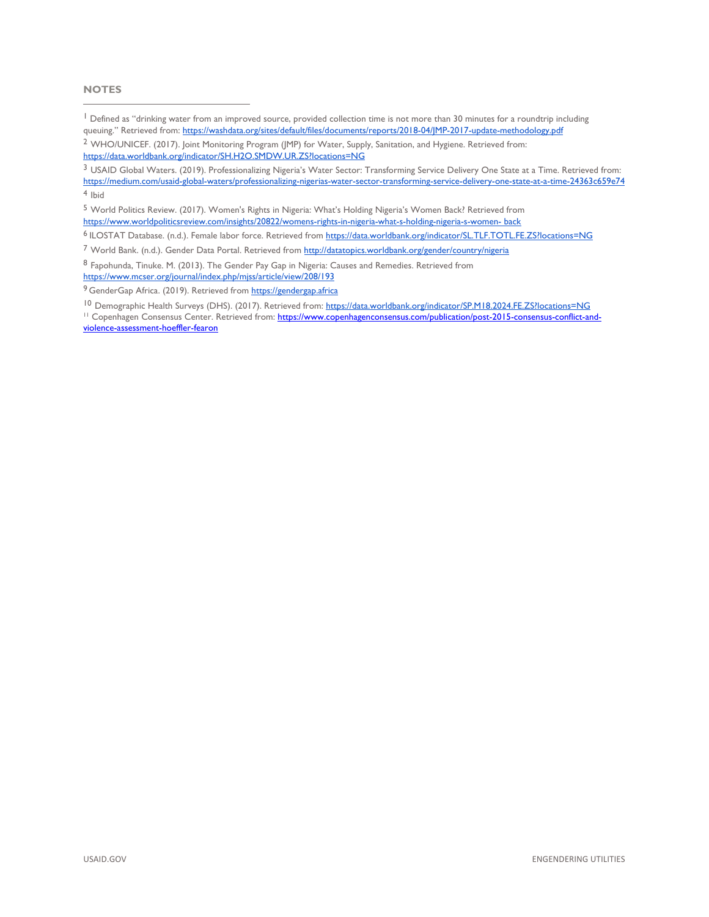**NOTES**

[1] Defined as "drinking water from an improved source, provided collection time is not more than 30 minutes for a roundtrip including queuing." Retrieved from: https://washdata.org/sites/default/files/documents/reports/2018-04/JMP-2017-update-methodology.pdf

[2] WHO/UNICEF. (2017). Joint Monitoring Program (JMP) for Water, Supply, Sanitation, and Hygiene. Retrieved from: https://data.worldbank.org/indicator/SH.H2O.SMDW.UR.ZS?locations=NG

[3] USAID Global Waters. (2019). Professionalizing Nigeria's Water Sector: Transforming Service Delivery One State at a Time. Retrieved from: https://medium.com/usaid-global-waters/professionalizing-nigerias-water-sector-transforming-service-delivery-one-state-at-a-time-24363c659e74

[4] Ibid

[5] World Politics Review. (2017). Women's Rights in Nigeria: What's Holding Nigeria's Women Back? Retrieved from https://www.worldpoliticsreview.com/insights/20822/womens-rights-in-nigeria-what-s-holding-nigeria-s-women- back

[6] ILOSTAT Database. (n.d.). Female labor force. Retrieved from https://data.worldbank.org/indicator/SL.TLF.TOTL.FE.ZS?locations=NG

[7] World Bank. (n.d.). Gender Data Portal. Retrieved from http://datatopics.worldbank.org/gender/country/nigeria

[8] Fapohunda, Tinuke. M. (2013). The Gender Pay Gap in Nigeria: Causes and Remedies. Retrieved from https://www.mcser.org/journal/index.php/mjss/article/view/208/193

[9] GenderGap Africa. (2019). Retrieved from https://gendergap.africa

[10] Demographic Health Surveys (DHS). (2017). Retrieved from: https://data.worldbank.org/indicator/SP.M18.2024.FE.ZS?locations=NG

[11] Copenhagen Consensus Center. Retrieved from: https://www.copenhagenconsensus.com/publication/post-2015-consensus-conflict-and-violence-assessment-hoeffler-fearon